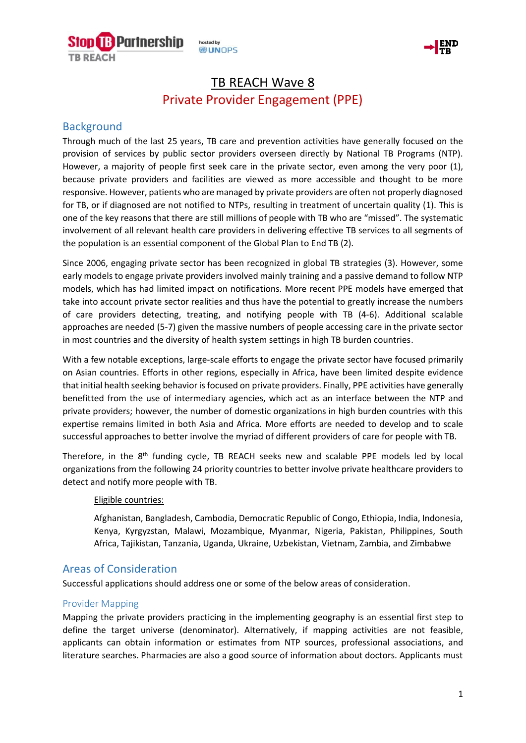# TB REACH Wave 8

## Private Provider Engagement (PPE)

## Background

Through much of the last 25 years, TB care and prevention activities have generally focused on the provision of services by public sector providers overseen directly by National TB Programs (NTP). However, a majority of people first seek care in the private sector, even among the very poor (1), because private providers and facilities are viewed as more accessible and thought to be more responsive. However, patients who are managed by private providers are often not properly diagnosed for TB, or if diagnosed are not notified to NTPs, resulting in treatment of uncertain quality (1). This is one of the key reasons that there are still millions of people with TB who are "missed". The systematic involvement of all relevant health care providers in delivering effective TB services to all segments of the population is an essential component of the Global Plan to End TB (2).

Since 2006, engaging private sector has been recognized in global TB strategies (3). However, some early models to engage private providers involved mainly training and a passive demand to follow NTP models, which has had limited impact on notifications. More recent PPE models have emerged that take into account private sector realities and thus have the potential to greatly increase the numbers of care providers detecting, treating, and notifying people with TB (4-6). Additional scalable approaches are needed (5-7) given the massive numbers of people accessing care in the private sector in most countries and the diversity of health system settings in high TB burden countries.

With a few notable exceptions, large-scale efforts to engage the private sector have focused primarily on Asian countries. Efforts in other regions, especially in Africa, have been limited despite evidence that initial health seeking behavior is focused on private providers. Finally, PPE activities have generally benefitted from the use of intermediary agencies, which act as an interface between the NTP and private providers; however, the number of domestic organizations in high burden countries with this expertise remains limited in both Asia and Africa. More efforts are needed to develop and to scale successful approaches to better involve the myriad of different providers of care for people with TB.

Therefore, in the 8th funding cycle, TB REACH seeks new and scalable PPE models led by local organizations from the following 24 priority countries to better involve private healthcare providers to detect and notify more people with TB.

Eligible countries:

Afghanistan, Bangladesh, Cambodia, Democratic Republic of Congo, Ethiopia, India, Indonesia, Kenya, Kyrgyzstan, Malawi, Mozambique, Myanmar, Nigeria, Pakistan, Philippines, South Africa, Tajikistan, Tanzania, Uganda, Ukraine, Uzbekistan, Vietnam, Zambia, and Zimbabwe

## Areas of Consideration

Successful applications should address one or some of the below areas of consideration.

### Provider Mapping

Mapping the private providers practicing in the implementing geography is an essential first step to define the target universe (denominator). Alternatively, if mapping activities are not feasible, applicants can obtain information or estimates from NTP sources, professional associations, and literature searches. Pharmacies are also a good source of information about doctors. Applicants must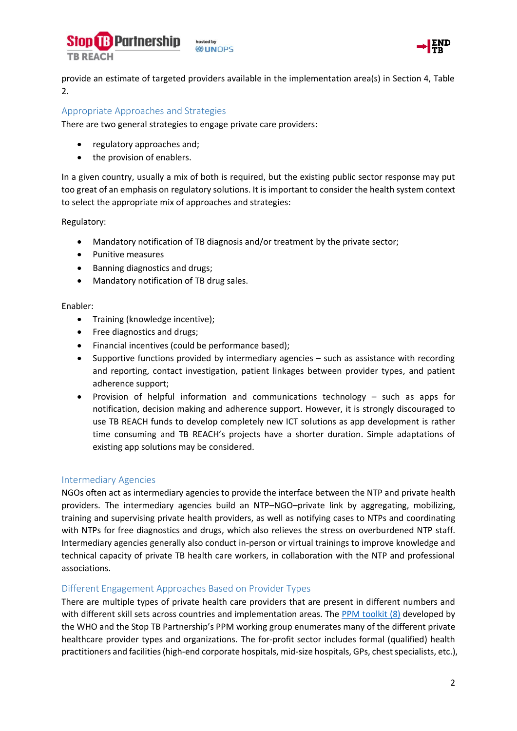provide an estimate of targeted providers available in the implementation area(s) in Section 4, Table 2.

## Appropriate Approaches and Strategies

There are two general strategies to engage private care providers:

- regulatory approaches and;
- the provision of enablers.

In a given country, usually a mix of both is required, but the existing public sector response may put too great of an emphasis on regulatory solutions. It is important to consider the health system context to select the appropriate mix of approaches and strategies:

Regulatory:

- Mandatory notification of TB diagnosis and/or treatment by the private sector;
- Punitive measures
- Banning diagnostics and drugs;
- Mandatory notification of TB drug sales.

Enabler:

- Training (knowledge incentive);
- Free diagnostics and drugs;
- Financial incentives (could be performance based);
- Supportive functions provided by intermediary agencies – such as assistance with recording and reporting, contact investigation, patient linkages between provider types, and patient adherence support;
- Provision of helpful information and communications technology – such as apps for notification, decision making and adherence support. However, it is strongly discouraged to use TB REACH funds to develop completely new ICT solutions as app development is rather time consuming and TB REACH's projects have a shorter duration. Simple adaptations of existing app solutions may be considered.

## Intermediary Agencies

NGOs often act as intermediary agencies to provide the interface between the NTP and private health providers. The intermediary agencies build an NTP–NGO–private link by aggregating, mobilizing, training and supervising private health providers, as well as notifying cases to NTPs and coordinating with NTPs for free diagnostics and drugs, which also relieves the stress on overburdened NTP staff. Intermediary agencies generally also conduct in-person or virtual trainings to improve knowledge and technical capacity of private TB health care workers, in collaboration with the NTP and professional associations.

## Different Engagement Approaches Based on Provider Types

There are multiple types of private health care providers that are present in different numbers and with different skill sets across countries and implementation areas. The PPM toolkit (8) developed by the WHO and the Stop TB Partnership's PPM working group enumerates many of the different private healthcare provider types and organizations. The for-profit sector includes formal (qualified) health practitioners and facilities (high-end corporate hospitals, mid-size hospitals, GPs, chest specialists, etc.),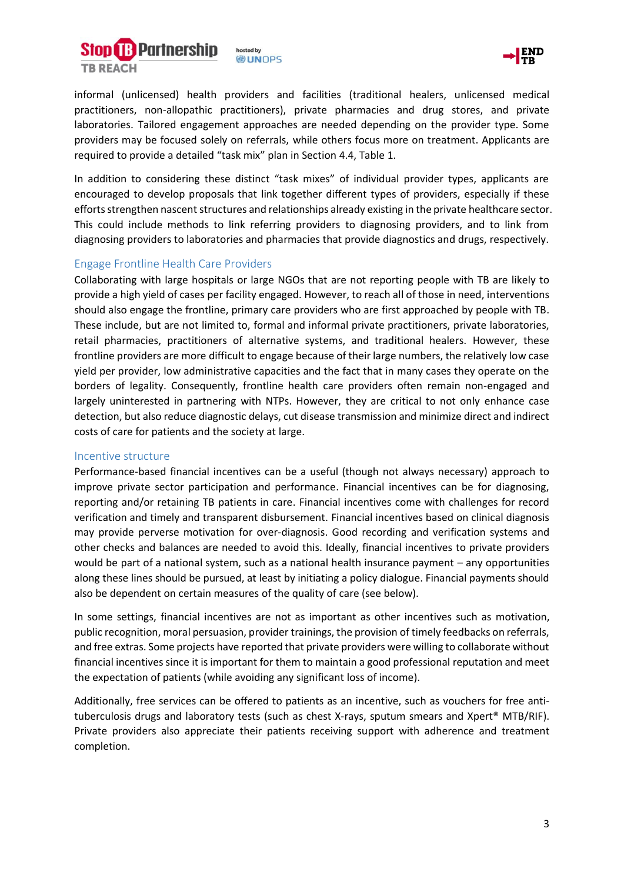informal (unlicensed) health providers and facilities (traditional healers, unlicensed medical practitioners, non-allopathic practitioners), private pharmacies and drug stores, and private laboratories. Tailored engagement approaches are needed depending on the provider type. Some providers may be focused solely on referrals, while others focus more on treatment. Applicants are required to provide a detailed "task mix" plan in Section 4.4, Table 1.

In addition to considering these distinct "task mixes" of individual provider types, applicants are encouraged to develop proposals that link together different types of providers, especially if these efforts strengthen nascent structures and relationships already existing in the private healthcare sector. This could include methods to link referring providers to diagnosing providers, and to link from diagnosing providers to laboratories and pharmacies that provide diagnostics and drugs, respectively.

### Engage Frontline Health Care Providers

Collaborating with large hospitals or large NGOs that are not reporting people with TB are likely to provide a high yield of cases per facility engaged. However, to reach all of those in need, interventions should also engage the frontline, primary care providers who are first approached by people with TB. These include, but are not limited to, formal and informal private practitioners, private laboratories, retail pharmacies, practitioners of alternative systems, and traditional healers. However, these frontline providers are more difficult to engage because of their large numbers, the relatively low case yield per provider, low administrative capacities and the fact that in many cases they operate on the borders of legality. Consequently, frontline health care providers often remain non-engaged and largely uninterested in partnering with NTPs. However, they are critical to not only enhance case detection, but also reduce diagnostic delays, cut disease transmission and minimize direct and indirect costs of care for patients and the society at large.

### Incentive structure

Performance-based financial incentives can be a useful (though not always necessary) approach to improve private sector participation and performance. Financial incentives can be for diagnosing, reporting and/or retaining TB patients in care. Financial incentives come with challenges for record verification and timely and transparent disbursement. Financial incentives based on clinical diagnosis may provide perverse motivation for over-diagnosis. Good recording and verification systems and other checks and balances are needed to avoid this. Ideally, financial incentives to private providers would be part of a national system, such as a national health insurance payment – any opportunities along these lines should be pursued, at least by initiating a policy dialogue. Financial payments should also be dependent on certain measures of the quality of care (see below).

In some settings, financial incentives are not as important as other incentives such as motivation, public recognition, moral persuasion, provider trainings, the provision of timely feedbacks on referrals, and free extras. Some projects have reported that private providers were willing to collaborate without financial incentives since it is important for them to maintain a good professional reputation and meet the expectation of patients (while avoiding any significant loss of income).

Additionally, free services can be offered to patients as an incentive, such as vouchers for free anti-tuberculosis drugs and laboratory tests (such as chest X-rays, sputum smears and Xpert® MTB/RIF). Private providers also appreciate their patients receiving support with adherence and treatment completion.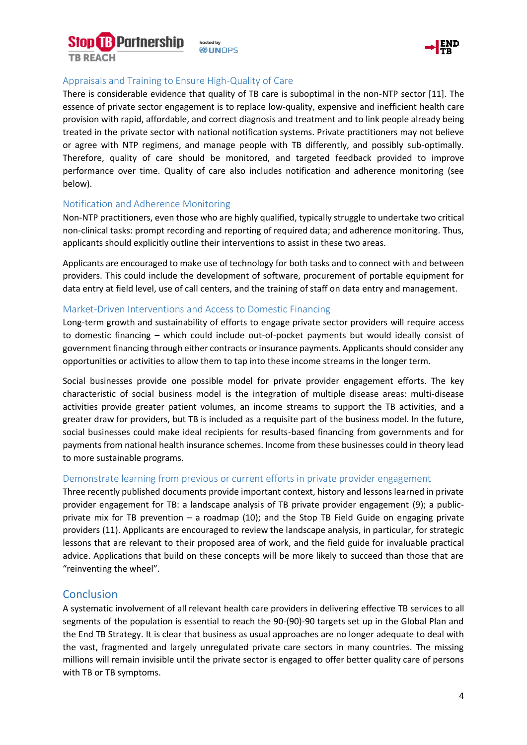### Appraisals and Training to Ensure High-Quality of Care

There is considerable evidence that quality of TB care is suboptimal in the non-NTP sector [11]. The essence of private sector engagement is to replace low-quality, expensive and inefficient health care provision with rapid, affordable, and correct diagnosis and treatment and to link people already being treated in the private sector with national notification systems. Private practitioners may not believe or agree with NTP regimens, and manage people with TB differently, and possibly sub-optimally. Therefore, quality of care should be monitored, and targeted feedback provided to improve performance over time. Quality of care also includes notification and adherence monitoring (see below).

### Notification and Adherence Monitoring

Non-NTP practitioners, even those who are highly qualified, typically struggle to undertake two critical non-clinical tasks: prompt recording and reporting of required data; and adherence monitoring. Thus, applicants should explicitly outline their interventions to assist in these two areas.

Applicants are encouraged to make use of technology for both tasks and to connect with and between providers. This could include the development of software, procurement of portable equipment for data entry at field level, use of call centers, and the training of staff on data entry and management.

### Market-Driven Interventions and Access to Domestic Financing

Long-term growth and sustainability of efforts to engage private sector providers will require access to domestic financing – which could include out-of-pocket payments but would ideally consist of government financing through either contracts or insurance payments. Applicants should consider any opportunities or activities to allow them to tap into these income streams in the longer term.

Social businesses provide one possible model for private provider engagement efforts. The key characteristic of social business model is the integration of multiple disease areas: multi-disease activities provide greater patient volumes, an income streams to support the TB activities, and a greater draw for providers, but TB is included as a requisite part of the business model. In the future, social businesses could make ideal recipients for results-based financing from governments and for payments from national health insurance schemes. Income from these businesses could in theory lead to more sustainable programs.

### Demonstrate learning from previous or current efforts in private provider engagement

Three recently published documents provide important context, history and lessons learned in private provider engagement for TB: a landscape analysis of TB private provider engagement (9); a public-private mix for TB prevention – a roadmap (10); and the Stop TB Field Guide on engaging private providers (11). Applicants are encouraged to review the landscape analysis, in particular, for strategic lessons that are relevant to their proposed area of work, and the field guide for invaluable practical advice. Applications that build on these concepts will be more likely to succeed than those that are "reinventing the wheel".

## Conclusion

A systematic involvement of all relevant health care providers in delivering effective TB services to all segments of the population is essential to reach the 90-(90)-90 targets set up in the Global Plan and the End TB Strategy. It is clear that business as usual approaches are no longer adequate to deal with the vast, fragmented and largely unregulated private care sectors in many countries. The missing millions will remain invisible until the private sector is engaged to offer better quality care of persons with TB or TB symptoms.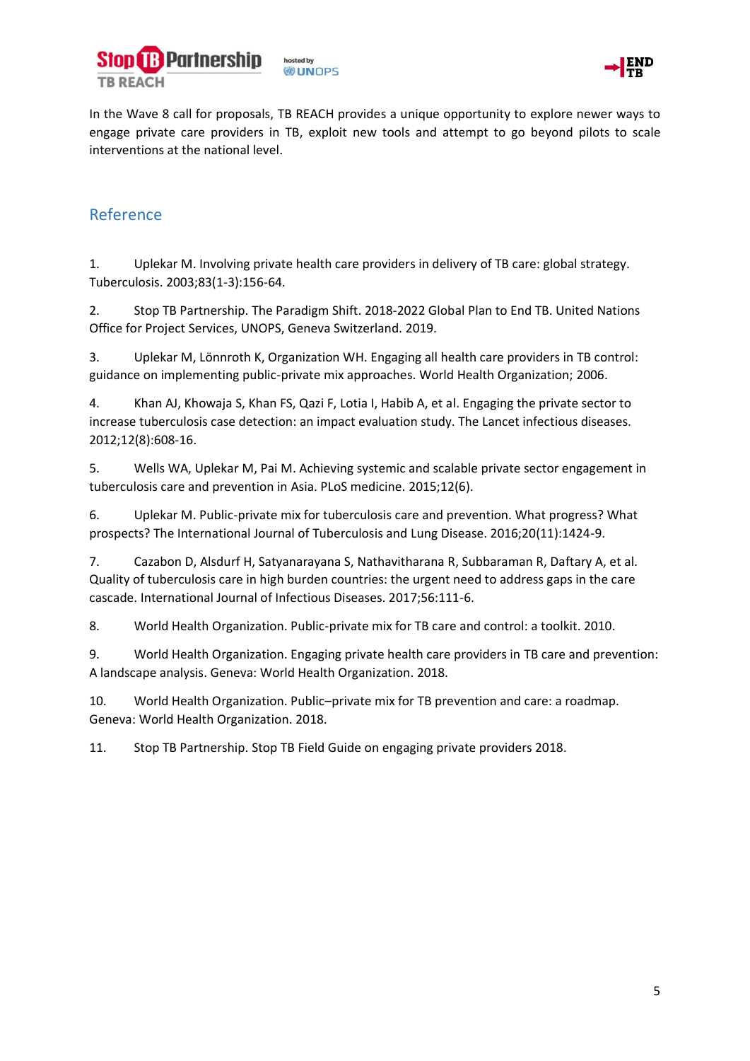In the Wave 8 call for proposals, TB REACH provides a unique opportunity to explore newer ways to engage private care providers in TB, exploit new tools and attempt to go beyond pilots to scale interventions at the national level.

## Reference

1. Uplekar M. Involving private health care providers in delivery of TB care: global strategy. Tuberculosis. 2003;83(1-3):156-64.

2. Stop TB Partnership. The Paradigm Shift. 2018-2022 Global Plan to End TB. United Nations Office for Project Services, UNOPS, Geneva Switzerland. 2019.

3. Uplekar M, Lönnroth K, Organization WH. Engaging all health care providers in TB control: guidance on implementing public-private mix approaches. World Health Organization; 2006.

4. Khan AJ, Khowaja S, Khan FS, Qazi F, Lotia I, Habib A, et al. Engaging the private sector to increase tuberculosis case detection: an impact evaluation study. The Lancet infectious diseases. 2012;12(8):608-16.

5. Wells WA, Uplekar M, Pai M. Achieving systemic and scalable private sector engagement in tuberculosis care and prevention in Asia. PLoS medicine. 2015;12(6).

6. Uplekar M. Public-private mix for tuberculosis care and prevention. What progress? What prospects? The International Journal of Tuberculosis and Lung Disease. 2016;20(11):1424-9.

7. Cazabon D, Alsdurf H, Satyanarayana S, Nathavitharana R, Subbaraman R, Daftary A, et al. Quality of tuberculosis care in high burden countries: the urgent need to address gaps in the care cascade. International Journal of Infectious Diseases. 2017;56:111-6.

8. World Health Organization. Public-private mix for TB care and control: a toolkit. 2010.

9. World Health Organization. Engaging private health care providers in TB care and prevention: A landscape analysis. Geneva: World Health Organization. 2018.

10. World Health Organization. Public–private mix for TB prevention and care: a roadmap. Geneva: World Health Organization. 2018.

11. Stop TB Partnership. Stop TB Field Guide on engaging private providers 2018.